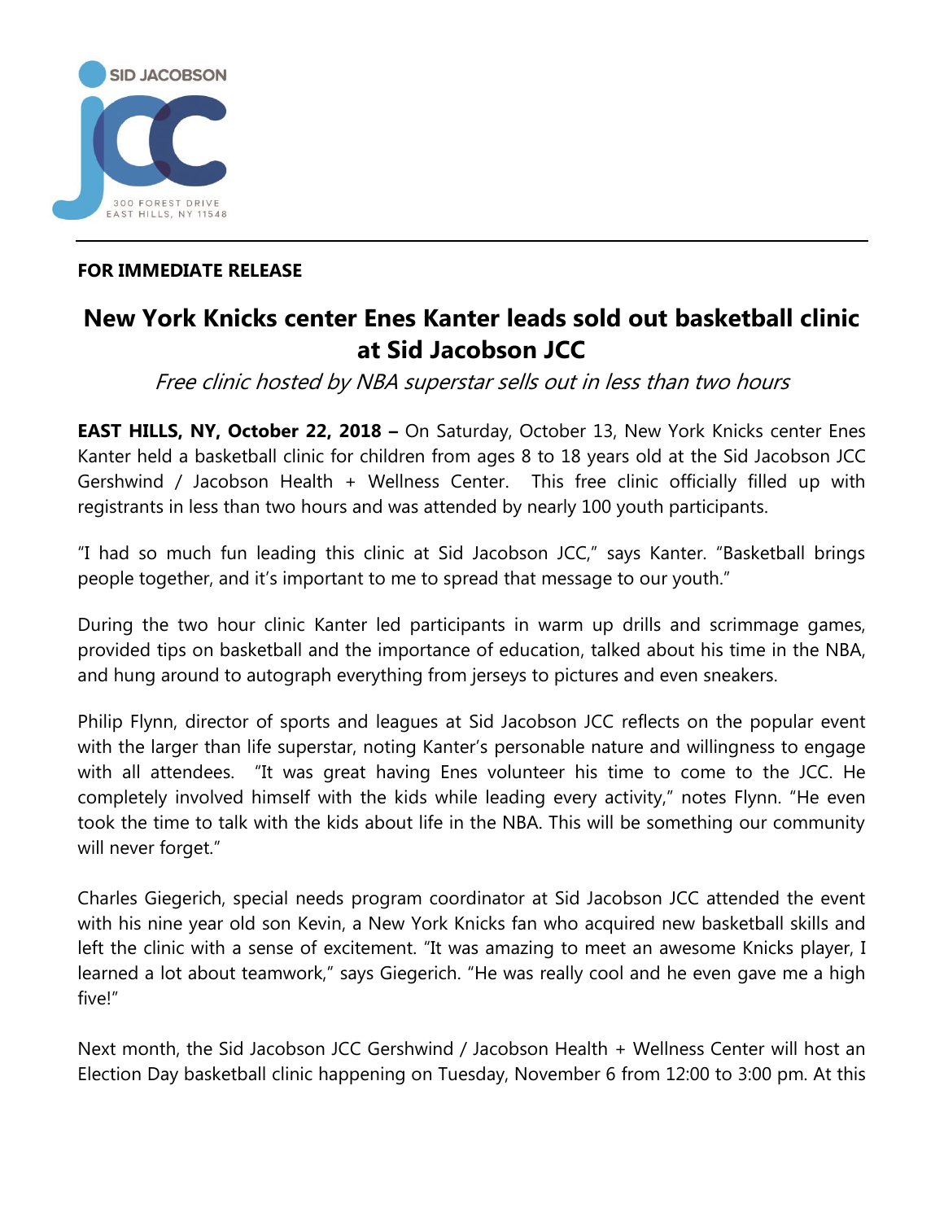SID JACOBSON JCC
300 FOREST DRIVE
EAST HILLS, NY 11548

**FOR IMMEDIATE RELEASE**

# New York Knicks center Enes Kanter leads sold out basketball clinic at Sid Jacobson JCC

*Free clinic hosted by NBA superstar sells out in less than two hours*

**EAST HILLS, NY, October 22, 2018 –** On Saturday, October 13, New York Knicks center Enes Kanter held a basketball clinic for children from ages 8 to 18 years old at the Sid Jacobson JCC Gershwind / Jacobson Health + Wellness Center. This free clinic officially filled up with registrants in less than two hours and was attended by nearly 100 youth participants.

"I had so much fun leading this clinic at Sid Jacobson JCC," says Kanter. "Basketball brings people together, and it's important to me to spread that message to our youth."

During the two hour clinic Kanter led participants in warm up drills and scrimmage games, provided tips on basketball and the importance of education, talked about his time in the NBA, and hung around to autograph everything from jerseys to pictures and even sneakers.

Philip Flynn, director of sports and leagues at Sid Jacobson JCC reflects on the popular event with the larger than life superstar, noting Kanter's personable nature and willingness to engage with all attendees. "It was great having Enes volunteer his time to come to the JCC. He completely involved himself with the kids while leading every activity," notes Flynn. "He even took the time to talk with the kids about life in the NBA. This will be something our community will never forget."

Charles Giegerich, special needs program coordinator at Sid Jacobson JCC attended the event with his nine year old son Kevin, a New York Knicks fan who acquired new basketball skills and left the clinic with a sense of excitement. "It was amazing to meet an awesome Knicks player, I learned a lot about teamwork," says Giegerich. "He was really cool and he even gave me a high five!"

Next month, the Sid Jacobson JCC Gershwind / Jacobson Health + Wellness Center will host an Election Day basketball clinic happening on Tuesday, November 6 from 12:00 to 3:00 pm. At this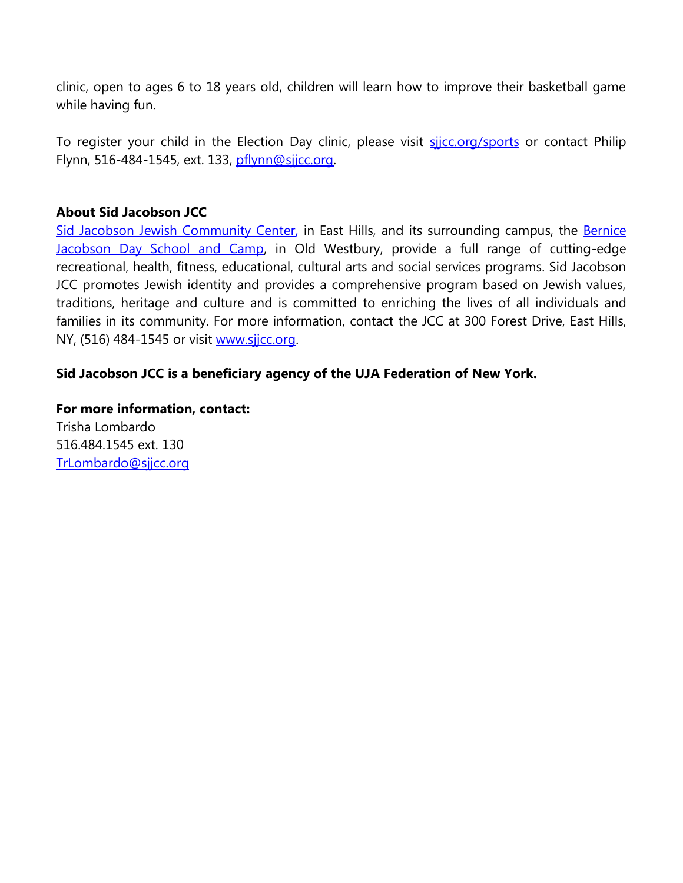clinic, open to ages 6 to 18 years old, children will learn how to improve their basketball game while having fun.

To register your child in the Election Day clinic, please visit [sjjcc.org/sports](sjjcc.org/sports) or contact Philip Flynn, 516-484-1545, ext. 133, [pflynn@sjjcc.org](mailto:pflynn@sjjcc.org).

**About Sid Jacobson JCC**

[Sid Jacobson Jewish Community Center](www.sjjcc.org), in East Hills, and its surrounding campus, the [Bernice Jacobson Day School and Camp](), in Old Westbury, provide a full range of cutting-edge recreational, health, fitness, educational, cultural arts and social services programs. Sid Jacobson JCC promotes Jewish identity and provides a comprehensive program based on Jewish values, traditions, heritage and culture and is committed to enriching the lives of all individuals and families in its community. For more information, contact the JCC at 300 Forest Drive, East Hills, NY, (516) 484-1545 or visit [www.sjjcc.org](www.sjjcc.org).

**Sid Jacobson JCC is a beneficiary agency of the UJA Federation of New York.**

**For more information, contact:**

Trisha Lombardo
516.484.1545 ext. 130
[TrLombardo@sjjcc.org](mailto:TrLombardo@sjjcc.org)